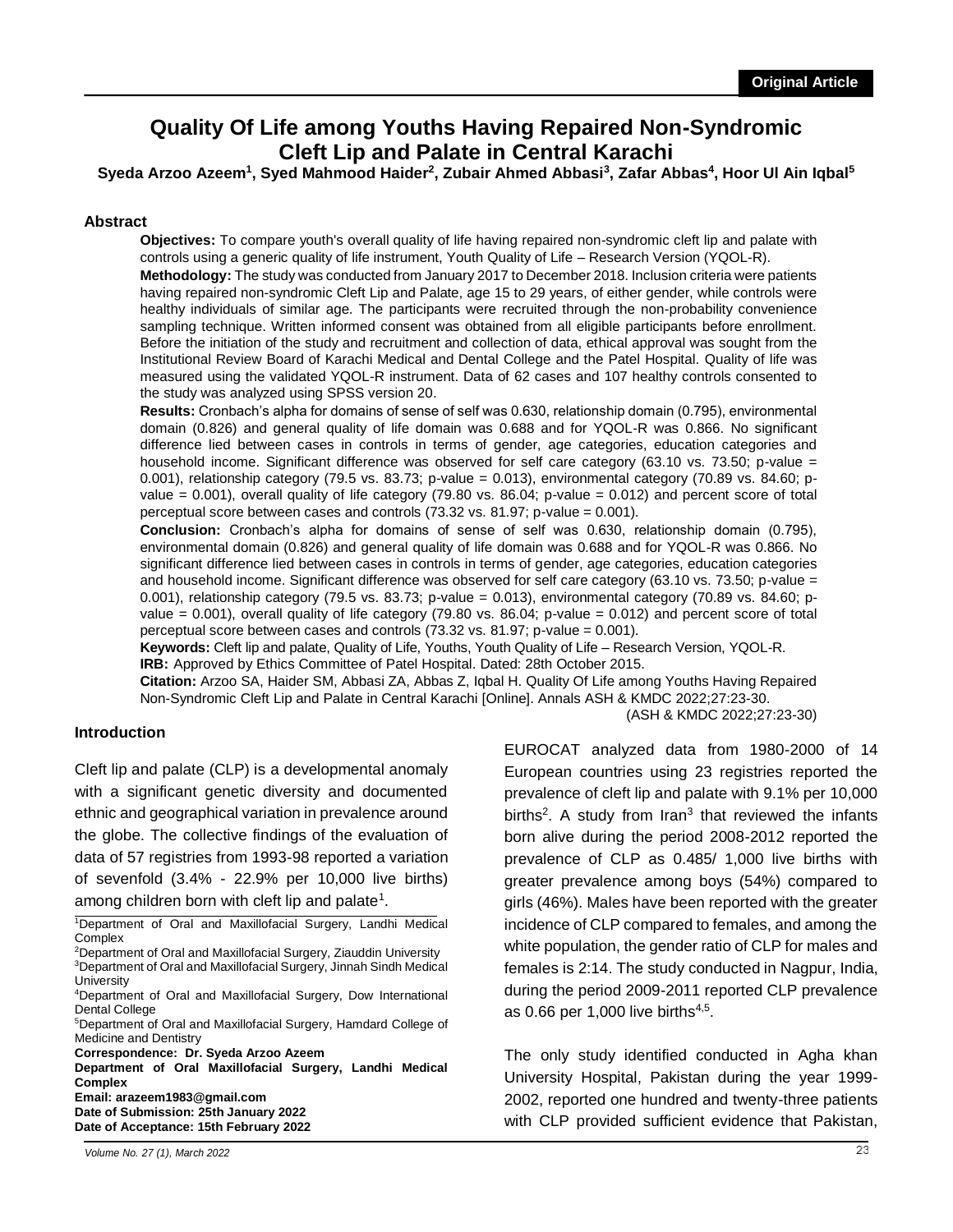**Original Article**

# Quality Of Life among Youths Having Repaired Non-Syndromic Cleft Lip and Palate in Central Karachi

**Syeda Arzoo Azeem[1], Syed Mahmood Haider[2], Zubair Ahmed Abbasi[3], Zafar Abbas[4], Hoor Ul Ain Iqbal[5]**

## Abstract

**Objectives:** To compare youth's overall quality of life having repaired non-syndromic cleft lip and palate with controls using a generic quality of life instrument, Youth Quality of Life – Research Version (YQOL-R).

**Methodology:** The study was conducted from January 2017 to December 2018. Inclusion criteria were patients having repaired non-syndromic Cleft Lip and Palate, age 15 to 29 years, of either gender, while controls were healthy individuals of similar age. The participants were recruited through the non-probability convenience sampling technique. Written informed consent was obtained from all eligible participants before enrollment. Before the initiation of the study and recruitment and collection of data, ethical approval was sought from the Institutional Review Board of Karachi Medical and Dental College and the Patel Hospital. Quality of life was measured using the validated YQOL-R instrument. Data of 62 cases and 107 healthy controls consented to the study was analyzed using SPSS version 20.

**Results:** Cronbach's alpha for domains of sense of self was 0.630, relationship domain (0.795), environmental domain (0.826) and general quality of life domain was 0.688 and for YQOL-R was 0.866. No significant difference lied between cases in controls in terms of gender, age categories, education categories and household income. Significant difference was observed for self care category (63.10 vs. 73.50; p-value = 0.001), relationship category (79.5 vs. 83.73; p-value = 0.013), environmental category (70.89 vs. 84.60; p-value = 0.001), overall quality of life category (79.80 vs. 86.04; p-value = 0.012) and percent score of total perceptual score between cases and controls (73.32 vs. 81.97; p-value = 0.001).

**Conclusion:** Cronbach's alpha for domains of sense of self was 0.630, relationship domain (0.795), environmental domain (0.826) and general quality of life domain was 0.688 and for YQOL-R was 0.866. No significant difference lied between cases in controls in terms of gender, age categories, education categories and household income. Significant difference was observed for self care category (63.10 vs. 73.50; p-value = 0.001), relationship category (79.5 vs. 83.73; p-value = 0.013), environmental category (70.89 vs. 84.60; p-value = 0.001), overall quality of life category (79.80 vs. 86.04; p-value = 0.012) and percent score of total perceptual score between cases and controls (73.32 vs. 81.97; p-value = 0.001).

**Keywords:** Cleft lip and palate, Quality of Life, Youths, Youth Quality of Life – Research Version, YQOL-R.

**IRB:** Approved by Ethics Committee of Patel Hospital. Dated: 28th October 2015.

**Citation:** Arzoo SA, Haider SM, Abbasi ZA, Abbas Z, Iqbal H. Quality Of Life among Youths Having Repaired Non-Syndromic Cleft Lip and Palate in Central Karachi [Online]. Annals ASH & KMDC 2022;27:23-30.

(ASH & KMDC 2022;27:23-30)

## Introduction

Cleft lip and palate (CLP) is a developmental anomaly with a significant genetic diversity and documented ethnic and geographical variation in prevalence around the globe. The collective findings of the evaluation of data of 57 registries from 1993-98 reported a variation of sevenfold (3.4% - 22.9% per 10,000 live births) among children born with cleft lip and palate[1].

EUROCAT analyzed data from 1980-2000 of 14 European countries using 23 registries reported the prevalence of cleft lip and palate with 9.1% per 10,000 births[2]. A study from Iran[3] that reviewed the infants born alive during the period 2008-2012 reported the prevalence of CLP as 0.485/ 1,000 live births with greater prevalence among boys (54%) compared to girls (46%). Males have been reported with the greater incidence of CLP compared to females, and among the white population, the gender ratio of CLP for males and females is 2:14. The study conducted in Nagpur, India, during the period 2009-2011 reported CLP prevalence as 0.66 per 1,000 live births[4,5].

The only study identified conducted in Agha khan University Hospital, Pakistan during the year 1999-2002, reported one hundred and twenty-three patients with CLP provided sufficient evidence that Pakistan,

[1]Department of Oral and Maxillofacial Surgery, Landhi Medical Complex
[2]Department of Oral and Maxillofacial Surgery, Ziauddin University
[3]Department of Oral and Maxillofacial Surgery, Jinnah Sindh Medical University
[4]Department of Oral and Maxillofacial Surgery, Dow International Dental College
[5]Department of Oral and Maxillofacial Surgery, Hamdard College of Medicine and Dentistry

**Correspondence: Dr. Syeda Arzoo Azeem**
**Department of Oral Maxillofacial Surgery, Landhi Medical Complex**
**Email: arazeem1983@gmail.com**
**Date of Submission: 25th January 2022**
**Date of Acceptance: 15th February 2022**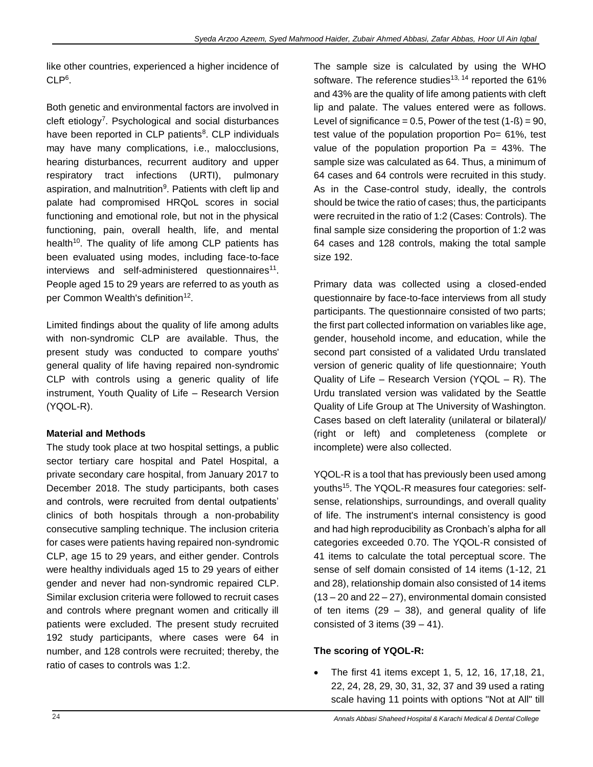like other countries, experienced a higher incidence of CLP[6].

Both genetic and environmental factors are involved in cleft etiology[7]. Psychological and social disturbances have been reported in CLP patients[8]. CLP individuals may have many complications, i.e., malocclusions, hearing disturbances, recurrent auditory and upper respiratory tract infections (URTI), pulmonary aspiration, and malnutrition[9]. Patients with cleft lip and palate had compromised HRQoL scores in social functioning and emotional role, but not in the physical functioning, pain, overall health, life, and mental health[10]. The quality of life among CLP patients has been evaluated using modes, including face-to-face interviews and self-administered questionnaires[11]. People aged 15 to 29 years are referred to as youth as per Common Wealth's definition[12].

Limited findings about the quality of life among adults with non-syndromic CLP are available. Thus, the present study was conducted to compare youths' general quality of life having repaired non-syndromic CLP with controls using a generic quality of life instrument, Youth Quality of Life – Research Version (YQOL-R).

**Material and Methods**

The study took place at two hospital settings, a public sector tertiary care hospital and Patel Hospital, a private secondary care hospital, from January 2017 to December 2018. The study participants, both cases and controls, were recruited from dental outpatients' clinics of both hospitals through a non-probability consecutive sampling technique. The inclusion criteria for cases were patients having repaired non-syndromic CLP, age 15 to 29 years, and either gender. Controls were healthy individuals aged 15 to 29 years of either gender and never had non-syndromic repaired CLP. Similar exclusion criteria were followed to recruit cases and controls where pregnant women and critically ill patients were excluded. The present study recruited 192 study participants, where cases were 64 in number, and 128 controls were recruited; thereby, the ratio of cases to controls was 1:2.

The sample size is calculated by using the WHO software. The reference studies[13, 14] reported the 61% and 43% are the quality of life among patients with cleft lip and palate. The values entered were as follows. Level of significance = 0.5, Power of the test (1-ß) = 90, test value of the population proportion Po= 61%, test value of the population proportion Pa = 43%. The sample size was calculated as 64. Thus, a minimum of 64 cases and 64 controls were recruited in this study. As in the Case-control study, ideally, the controls should be twice the ratio of cases; thus, the participants were recruited in the ratio of 1:2 (Cases: Controls). The final sample size considering the proportion of 1:2 was 64 cases and 128 controls, making the total sample size 192.

Primary data was collected using a closed-ended questionnaire by face-to-face interviews from all study participants. The questionnaire consisted of two parts; the first part collected information on variables like age, gender, household income, and education, while the second part consisted of a validated Urdu translated version of generic quality of life questionnaire; Youth Quality of Life – Research Version (YQOL – R). The Urdu translated version was validated by the Seattle Quality of Life Group at The University of Washington. Cases based on cleft laterality (unilateral or bilateral)/ (right or left) and completeness (complete or incomplete) were also collected.

YQOL-R is a tool that has previously been used among youths[15]. The YQOL-R measures four categories: self-sense, relationships, surroundings, and overall quality of life. The instrument's internal consistency is good and had high reproducibility as Cronbach's alpha for all categories exceeded 0.70. The YQOL-R consisted of 41 items to calculate the total perceptual score. The sense of self domain consisted of 14 items (1-12, 21 and 28), relationship domain also consisted of 14 items (13 – 20 and 22 – 27), environmental domain consisted of ten items (29 – 38), and general quality of life consisted of 3 items (39 – 41).

**The scoring of YQOL-R:**

- The first 41 items except 1, 5, 12, 16, 17,18, 21, 22, 24, 28, 29, 30, 31, 32, 37 and 39 used a rating scale having 11 points with options "Not at All" till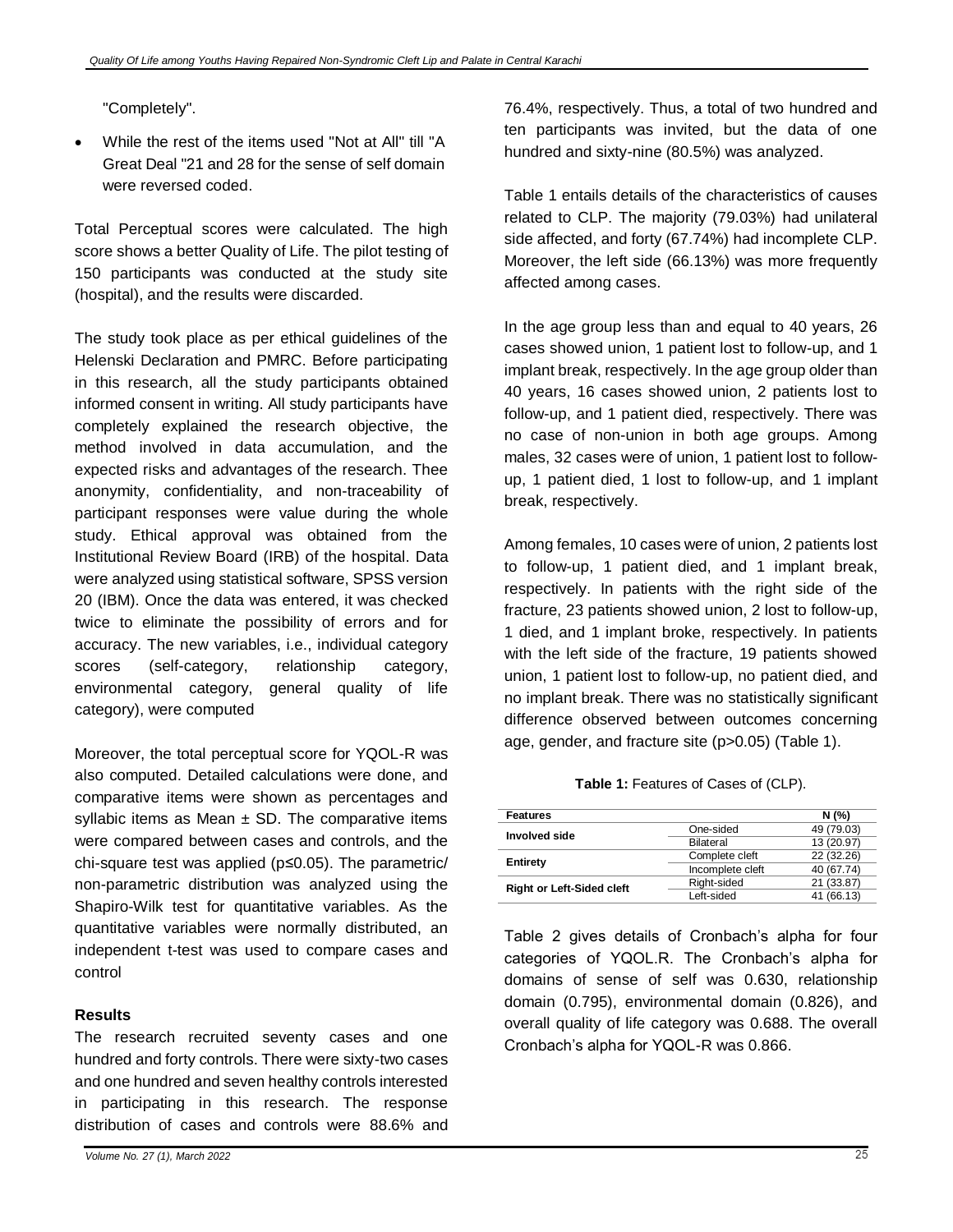"Completely".

- While the rest of the items used "Not at All" till "A Great Deal "21 and 28 for the sense of self domain were reversed coded.

Total Perceptual scores were calculated. The high score shows a better Quality of Life. The pilot testing of 150 participants was conducted at the study site (hospital), and the results were discarded.

The study took place as per ethical guidelines of the Helenski Declaration and PMRC. Before participating in this research, all the study participants obtained informed consent in writing. All study participants have completely explained the research objective, the method involved in data accumulation, and the expected risks and advantages of the research. Thee anonymity, confidentiality, and non-traceability of participant responses were value during the whole study. Ethical approval was obtained from the Institutional Review Board (IRB) of the hospital. Data were analyzed using statistical software, SPSS version 20 (IBM). Once the data was entered, it was checked twice to eliminate the possibility of errors and for accuracy. The new variables, i.e., individual category scores (self-category, relationship category, environmental category, general quality of life category), were computed

Moreover, the total perceptual score for YQOL-R was also computed. Detailed calculations were done, and comparative items were shown as percentages and syllabic items as Mean ± SD. The comparative items were compared between cases and controls, and the chi-square test was applied (p≤0.05). The parametric/ non-parametric distribution was analyzed using the Shapiro-Wilk test for quantitative variables. As the quantitative variables were normally distributed, an independent t-test was used to compare cases and control

## Results

The research recruited seventy cases and one hundred and forty controls. There were sixty-two cases and one hundred and seven healthy controls interested in participating in this research. The response distribution of cases and controls were 88.6% and 76.4%, respectively. Thus, a total of two hundred and ten participants was invited, but the data of one hundred and sixty-nine (80.5%) was analyzed.

Table 1 entails details of the characteristics of causes related to CLP. The majority (79.03%) had unilateral side affected, and forty (67.74%) had incomplete CLP. Moreover, the left side (66.13%) was more frequently affected among cases.

In the age group less than and equal to 40 years, 26 cases showed union, 1 patient lost to follow-up, and 1 implant break, respectively. In the age group older than 40 years, 16 cases showed union, 2 patients lost to follow-up, and 1 patient died, respectively. There was no case of non-union in both age groups. Among males, 32 cases were of union, 1 patient lost to follow-up, 1 patient died, 1 lost to follow-up, and 1 implant break, respectively.

Among females, 10 cases were of union, 2 patients lost to follow-up, 1 patient died, and 1 implant break, respectively. In patients with the right side of the fracture, 23 patients showed union, 2 lost to follow-up, 1 died, and 1 implant broke, respectively. In patients with the left side of the fracture, 19 patients showed union, 1 patient lost to follow-up, no patient died, and no implant break. There was no statistically significant difference observed between outcomes concerning age, gender, and fracture site (p>0.05) (Table 1).

**Table 1:** Features of Cases of (CLP).

| Features | | N (%) |
|---|---|---|
| Involved side | One-sided | 49 (79.03) |
| | Bilateral | 13 (20.97) |
| Entirety | Complete cleft | 22 (32.26) |
| | Incomplete cleft | 40 (67.74) |
| Right or Left-Sided cleft | Right-sided | 21 (33.87) |
| | Left-sided | 41 (66.13) |

Table 2 gives details of Cronbach's alpha for four categories of YQOL.R. The Cronbach's alpha for domains of sense of self was 0.630, relationship domain (0.795), environmental domain (0.826), and overall quality of life category was 0.688. The overall Cronbach's alpha for YQOL-R was 0.866.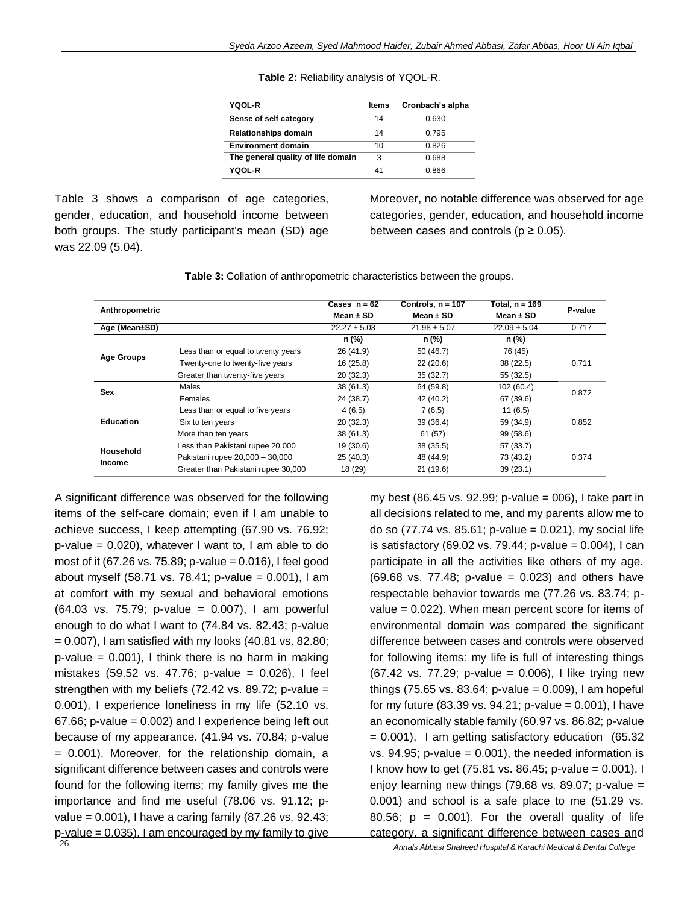**Table 2:** Reliability analysis of YQOL-R.

| YQOL-R | Items | Cronbach's alpha |
|---|---|---|
| **Sense of self category** | 14 | 0.630 |
| **Relationships domain** | 14 | 0.795 |
| **Environment domain** | 10 | 0.826 |
| **The general quality of life domain** | 3 | 0.688 |
| **YQOL-R** | 41 | 0.866 |

Table 3 shows a comparison of age categories, gender, education, and household income between both groups. The study participant's mean (SD) age was 22.09 (5.04). Moreover, no notable difference was observed for age categories, gender, education, and household income between cases and controls ($p \geq 0.05$).

**Table 3:** Collation of anthropometric characteristics between the groups.

| Anthropometric | | Cases n = 62<br>Mean ± SD | Controls, n = 107<br>Mean ± SD | Total, n = 169<br>Mean ± SD | P-value |
|---|---|---|---|---|---|
| **Age (Mean±SD)** | | 22.27 ± 5.03 | 21.98 ± 5.07 | 22.09 ± 5.04 | 0.717 |
| | | **n (%)** | **n (%)** | **n (%)** | |
| **Age Groups** | Less than or equal to twenty years | 26 (41.9) | 50 (46.7) | 76 (45) | 0.711 |
| | Twenty-one to twenty-five years | 16 (25.8) | 22 (20.6) | 38 (22.5) | |
| | Greater than twenty-five years | 20 (32.3) | 35 (32.7) | 55 (32.5) | |
| **Sex** | Males | 38 (61.3) | 64 (59.8) | 102 (60.4) | 0.872 |
| | Females | 24 (38.7) | 42 (40.2) | 67 (39.6) | |
| **Education** | Less than or equal to five years | 4 (6.5) | 7 (6.5) | 11 (6.5) | 0.852 |
| | Six to ten years | 20 (32.3) | 39 (36.4) | 59 (34.9) | |
| | More than ten years | 38 (61.3) | 61 (57) | 99 (58.6) | |
| **Household Income** | Less than Pakistani rupee 20,000 | 19 (30.6) | 38 (35.5) | 57 (33.7) | 0.374 |
| | Pakistani rupee 20,000 – 30,000 | 25 (40.3) | 48 (44.9) | 73 (43.2) | |
| | Greater than Pakistani rupee 30,000 | 18 (29) | 21 (19.6) | 39 (23.1) | |

A significant difference was observed for the following items of the self-care domain; even if I am unable to achieve success, I keep attempting (67.90 vs. 76.92; p-value = 0.020), whatever I want to, I am able to do most of it (67.26 vs. 75.89; p-value = 0.016), I feel good about myself (58.71 vs. 78.41; p-value = 0.001), I am at comfort with my sexual and behavioral emotions (64.03 vs. 75.79; p-value = 0.007), I am powerful enough to do what I want to (74.84 vs. 82.43; p-value = 0.007), I am satisfied with my looks (40.81 vs. 82.80; p-value = 0.001), I think there is no harm in making mistakes (59.52 vs. 47.76; p-value = 0.026), I feel strengthen with my beliefs (72.42 vs. 89.72; p-value = 0.001), I experience loneliness in my life (52.10 vs. 67.66; p-value = 0.002) and I experience being left out because of my appearance. (41.94 vs. 70.84; p-value = 0.001). Moreover, for the relationship domain, a significant difference between cases and controls were found for the following items; my family gives me the importance and find me useful (78.06 vs. 91.12; p-value = 0.001), I have a caring family (87.26 vs. 92.43; p-value = 0.035), I am encouraged by my family to give my best (86.45 vs. 92.99; p-value = 006), I take part in all decisions related to me, and my parents allow me to do so (77.74 vs. 85.61; p-value = 0.021), my social life is satisfactory (69.02 vs. 79.44; p-value = 0.004), I can participate in all the activities like others of my age. (69.68 vs. 77.48; p-value = 0.023) and others have respectable behavior towards me (77.26 vs. 83.74; p-value = 0.022). When mean percent score for items of environmental domain was compared the significant difference between cases and controls were observed for following items: my life is full of interesting things (67.42 vs. 77.29; p-value = 0.006), I like trying new things (75.65 vs. 83.64; p-value = 0.009), I am hopeful for my future (83.39 vs. 94.21; p-value = 0.001), I have an economically stable family (60.97 vs. 86.82; p-value = 0.001), I am getting satisfactory education (65.32 vs. 94.95; p-value = 0.001), the needed information is I know how to get (75.81 vs. 86.45; p-value = 0.001), I enjoy learning new things (79.68 vs. 89.07; p-value = 0.001) and school is a safe place to me (51.29 vs. 80.56; p = 0.001). For the overall quality of life category, a significant difference between cases and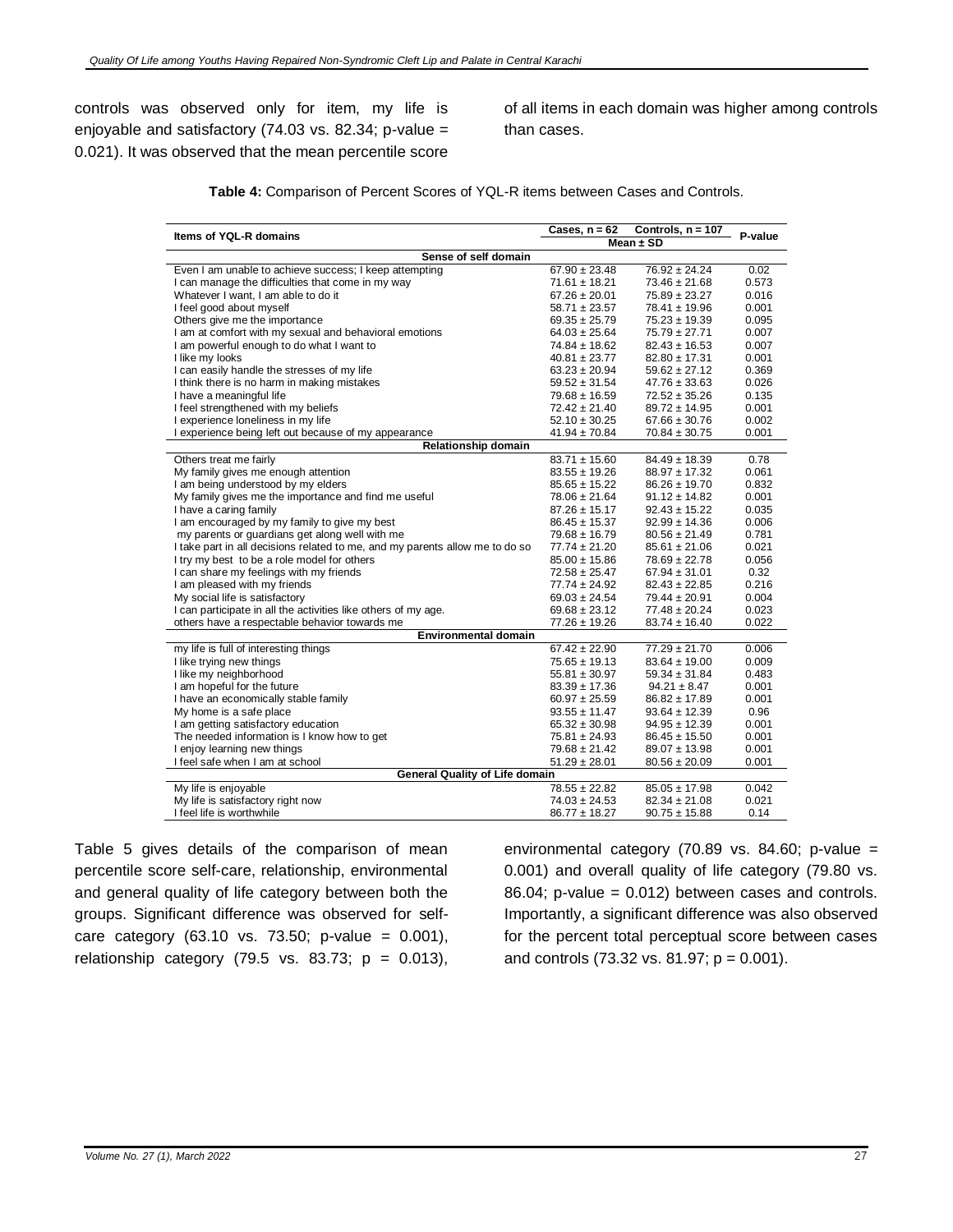controls was observed only for item, my life is enjoyable and satisfactory (74.03 vs. 82.34; p-value = 0.021). It was observed that the mean percentile score of all items in each domain was higher among controls than cases.

**Table 4:** Comparison of Percent Scores of YQL-R items between Cases and Controls.

| Items of YQL-R domains | Cases, n = 62 | Controls, n = 107 | P-value |
|---|---|---|---|
| | Mean ± SD | | |
| **Sense of self domain** | | | |
| Even I am unable to achieve success; I keep attempting | 67.90 ± 23.48 | 76.92 ± 24.24 | 0.02 |
| I can manage the difficulties that come in my way | 71.61 ± 18.21 | 73.46 ± 21.68 | 0.573 |
| Whatever I want, I am able to do it | 67.26 ± 20.01 | 75.89 ± 23.27 | 0.016 |
| I feel good about myself | 58.71 ± 23.57 | 78.41 ± 19.96 | 0.001 |
| Others give me the importance | 69.35 ± 25.79 | 75.23 ± 19.39 | 0.095 |
| I am at comfort with my sexual and behavioral emotions | 64.03 ± 25.64 | 75.79 ± 27.71 | 0.007 |
| I am powerful enough to do what I want to | 74.84 ± 18.62 | 82.43 ± 16.53 | 0.007 |
| I like my looks | 40.81 ± 23.77 | 82.80 ± 17.31 | 0.001 |
| I can easily handle the stresses of my life | 63.23 ± 20.94 | 59.62 ± 27.12 | 0.369 |
| I think there is no harm in making mistakes | 59.52 ± 31.54 | 47.76 ± 33.63 | 0.026 |
| I have a meaningful life | 79.68 ± 16.59 | 72.52 ± 35.26 | 0.135 |
| I feel strengthened with my beliefs | 72.42 ± 21.40 | 89.72 ± 14.95 | 0.001 |
| I experience loneliness in my life | 52.10 ± 30.25 | 67.66 ± 30.76 | 0.002 |
| I experience being left out because of my appearance | 41.94 ± 70.84 | 70.84 ± 30.75 | 0.001 |
| **Relationship domain** | | | |
| Others treat me fairly | 83.71 ± 15.60 | 84.49 ± 18.39 | 0.78 |
| My family gives me enough attention | 83.55 ± 19.26 | 88.97 ± 17.32 | 0.061 |
| I am being understood by my elders | 85.65 ± 15.22 | 86.26 ± 19.70 | 0.832 |
| My family gives me the importance and find me useful | 78.06 ± 21.64 | 91.12 ± 14.82 | 0.001 |
| I have a caring family | 87.26 ± 15.17 | 92.43 ± 15.22 | 0.035 |
| I am encouraged by my family to give my best | 86.45 ± 15.37 | 92.99 ± 14.36 | 0.006 |
| my parents or guardians get along well with me | 79.68 ± 16.79 | 80.56 ± 21.49 | 0.781 |
| I take part in all decisions related to me, and my parents allow me to do so | 77.74 ± 21.20 | 85.61 ± 21.06 | 0.021 |
| I try my best to be a role model for others | 85.00 ± 15.86 | 78.69 ± 22.78 | 0.056 |
| I can share my feelings with my friends | 72.58 ± 25.47 | 67.94 ± 31.01 | 0.32 |
| I am pleased with my friends | 77.74 ± 24.92 | 82.43 ± 22.85 | 0.216 |
| My social life is satisfactory | 69.03 ± 24.54 | 79.44 ± 20.91 | 0.004 |
| I can participate in all the activities like others of my age. | 69.68 ± 23.12 | 77.48 ± 20.24 | 0.023 |
| others have a respectable behavior towards me | 77.26 ± 19.26 | 83.74 ± 16.40 | 0.022 |
| **Environmental domain** | | | |
| my life is full of interesting things | 67.42 ± 22.90 | 77.29 ± 21.70 | 0.006 |
| I like trying new things | 75.65 ± 19.13 | 83.64 ± 19.00 | 0.009 |
| I like my neighborhood | 55.81 ± 30.97 | 59.34 ± 31.84 | 0.483 |
| I am hopeful for the future | 83.39 ± 17.36 | 94.21 ± 8.47 | 0.001 |
| I have an economically stable family | 60.97 ± 25.59 | 86.82 ± 17.89 | 0.001 |
| My home is a safe place | 93.55 ± 11.47 | 93.64 ± 12.39 | 0.96 |
| I am getting satisfactory education | 65.32 ± 30.98 | 94.95 ± 12.39 | 0.001 |
| The needed information is I know how to get | 75.81 ± 24.93 | 86.45 ± 15.50 | 0.001 |
| I enjoy learning new things | 79.68 ± 21.42 | 89.07 ± 13.98 | 0.001 |
| I feel safe when I am at school | 51.29 ± 28.01 | 80.56 ± 20.09 | 0.001 |
| **General Quality of Life domain** | | | |
| My life is enjoyable | 78.55 ± 22.82 | 85.05 ± 17.98 | 0.042 |
| My life is satisfactory right now | 74.03 ± 24.53 | 82.34 ± 21.08 | 0.021 |
| I feel life is worthwhile | 86.77 ± 18.27 | 90.75 ± 15.88 | 0.14 |

Table 5 gives details of the comparison of mean percentile score self-care, relationship, environmental and general quality of life category between both the groups. Significant difference was observed for self-care category (63.10 vs. 73.50; p-value = 0.001), relationship category (79.5 vs. 83.73; p = 0.013), environmental category (70.89 vs. 84.60; p-value = 0.001) and overall quality of life category (79.80 vs. 86.04; p-value = 0.012) between cases and controls. Importantly, a significant difference was also observed for the percent total perceptual score between cases and controls (73.32 vs. 81.97; p = 0.001).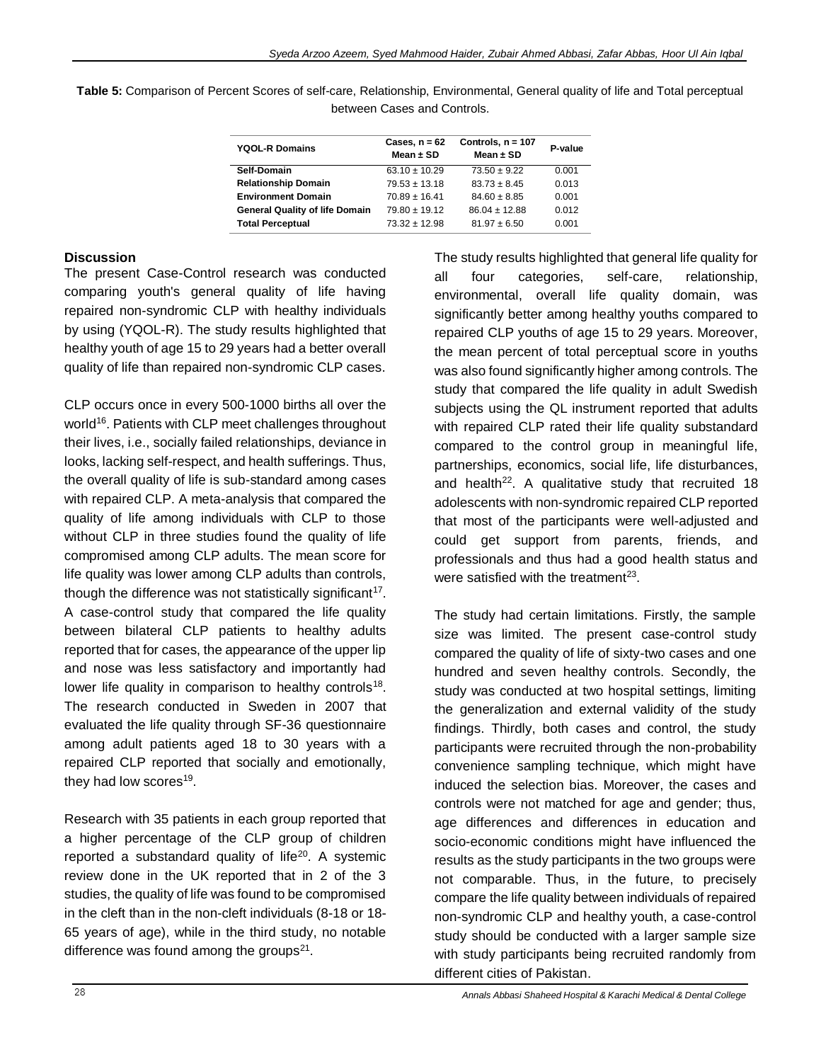**Table 5:** Comparison of Percent Scores of self-care, Relationship, Environmental, General quality of life and Total perceptual between Cases and Controls.

| YQOL-R Domains | Cases, n = 62 Mean ± SD | Controls, n = 107 Mean ± SD | P-value |
|---|---|---|---|
| **Self-Domain** | 63.10 ± 10.29 | 73.50 ± 9.22 | 0.001 |
| **Relationship Domain** | 79.53 ± 13.18 | 83.73 ± 8.45 | 0.013 |
| **Environment Domain** | 70.89 ± 16.41 | 84.60 ± 8.85 | 0.001 |
| **General Quality of life Domain** | 79.80 ± 19.12 | 86.04 ± 12.88 | 0.012 |
| **Total Perceptual** | 73.32 ± 12.98 | 81.97 ± 6.50 | 0.001 |

## Discussion

The present Case-Control research was conducted comparing youth's general quality of life having repaired non-syndromic CLP with healthy individuals by using (YQOL-R). The study results highlighted that healthy youth of age 15 to 29 years had a better overall quality of life than repaired non-syndromic CLP cases.

CLP occurs once in every 500-1000 births all over the world[16]. Patients with CLP meet challenges throughout their lives, i.e., socially failed relationships, deviance in looks, lacking self-respect, and health sufferings. Thus, the overall quality of life is sub-standard among cases with repaired CLP. A meta-analysis that compared the quality of life among individuals with CLP to those without CLP in three studies found the quality of life compromised among CLP adults. The mean score for life quality was lower among CLP adults than controls, though the difference was not statistically significant[17]. A case-control study that compared the life quality between bilateral CLP patients to healthy adults reported that for cases, the appearance of the upper lip and nose was less satisfactory and importantly had lower life quality in comparison to healthy controls[18]. The research conducted in Sweden in 2007 that evaluated the life quality through SF-36 questionnaire among adult patients aged 18 to 30 years with a repaired CLP reported that socially and emotionally, they had low scores[19].

Research with 35 patients in each group reported that a higher percentage of the CLP group of children reported a substandard quality of life[20]. A systemic review done in the UK reported that in 2 of the 3 studies, the quality of life was found to be compromised in the cleft than in the non-cleft individuals (8-18 or 18-65 years of age), while in the third study, no notable difference was found among the groups[21].

The study results highlighted that general life quality for all four categories, self-care, relationship, environmental, overall life quality domain, was significantly better among healthy youths compared to repaired CLP youths of age 15 to 29 years. Moreover, the mean percent of total perceptual score in youths was also found significantly higher among controls. The study that compared the life quality in adult Swedish subjects using the QL instrument reported that adults with repaired CLP rated their life quality substandard compared to the control group in meaningful life, partnerships, economics, social life, life disturbances, and health[22]. A qualitative study that recruited 18 adolescents with non-syndromic repaired CLP reported that most of the participants were well-adjusted and could get support from parents, friends, and professionals and thus had a good health status and were satisfied with the treatment[23].

The study had certain limitations. Firstly, the sample size was limited. The present case-control study compared the quality of life of sixty-two cases and one hundred and seven healthy controls. Secondly, the study was conducted at two hospital settings, limiting the generalization and external validity of the study findings. Thirdly, both cases and control, the study participants were recruited through the non-probability convenience sampling technique, which might have induced the selection bias. Moreover, the cases and controls were not matched for age and gender; thus, age differences and differences in education and socio-economic conditions might have influenced the results as the study participants in the two groups were not comparable. Thus, in the future, to precisely compare the life quality between individuals of repaired non-syndromic CLP and healthy youth, a case-control study should be conducted with a larger sample size with study participants being recruited randomly from different cities of Pakistan.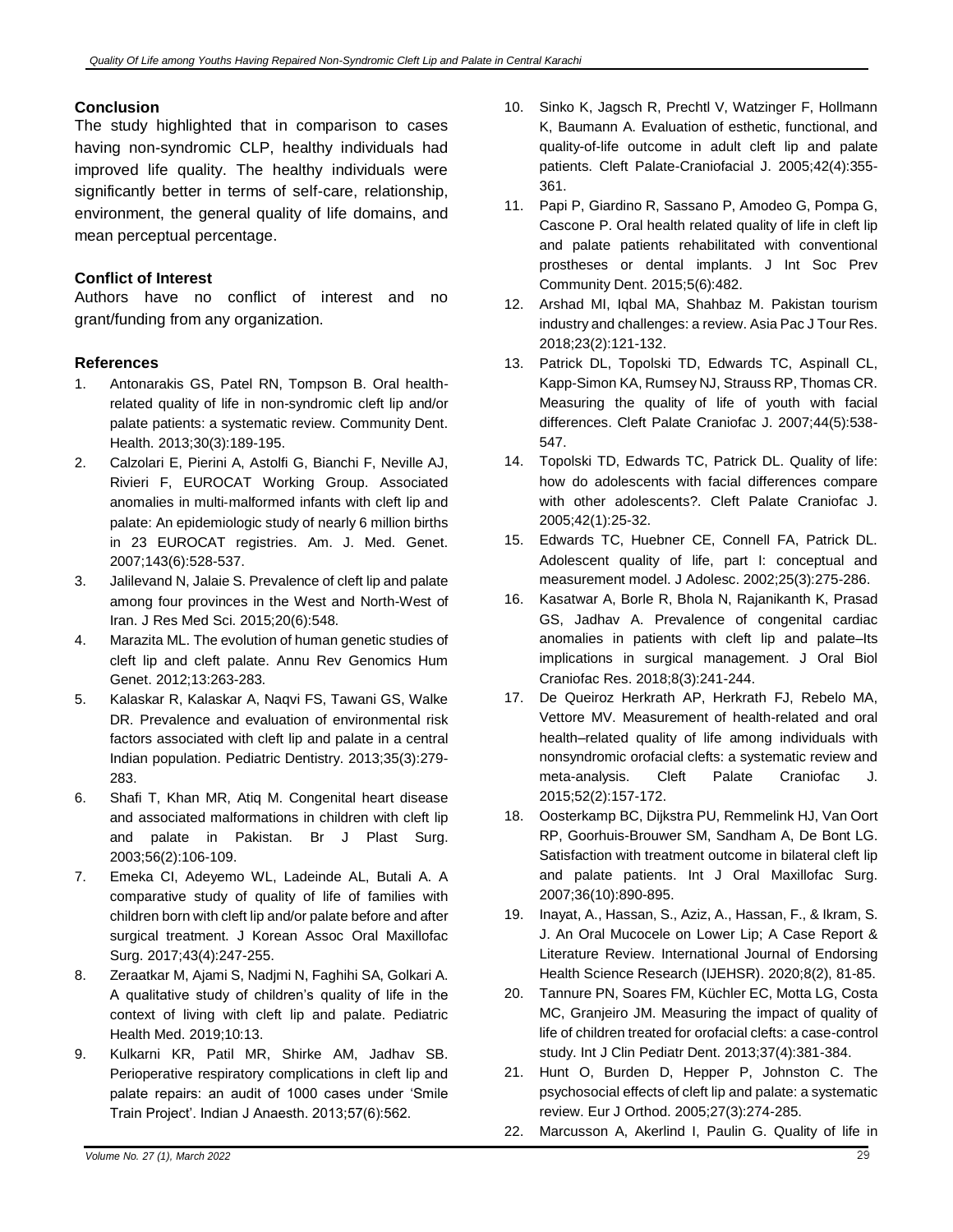## Conclusion

The study highlighted that in comparison to cases having non-syndromic CLP, healthy individuals had improved life quality. The healthy individuals were significantly better in terms of self-care, relationship, environment, the general quality of life domains, and mean perceptual percentage.

## Conflict of Interest

Authors have no conflict of interest and no grant/funding from any organization.

## References

1. Antonarakis GS, Patel RN, Tompson B. Oral health-related quality of life in non-syndromic cleft lip and/or palate patients: a systematic review. Community Dent. Health. 2013;30(3):189-195.
2. Calzolari E, Pierini A, Astolfi G, Bianchi F, Neville AJ, Rivieri F, EUROCAT Working Group. Associated anomalies in multi-malformed infants with cleft lip and palate: An epidemiologic study of nearly 6 million births in 23 EUROCAT registries. Am. J. Med. Genet. 2007;143(6):528-537.
3. Jalilevand N, Jalaie S. Prevalence of cleft lip and palate among four provinces in the West and North-West of Iran. J Res Med Sci. 2015;20(6):548.
4. Marazita ML. The evolution of human genetic studies of cleft lip and cleft palate. Annu Rev Genomics Hum Genet. 2012;13:263-283.
5. Kalaskar R, Kalaskar A, Naqvi FS, Tawani GS, Walke DR. Prevalence and evaluation of environmental risk factors associated with cleft lip and palate in a central Indian population. Pediatric Dentistry. 2013;35(3):279-283.
6. Shafi T, Khan MR, Atiq M. Congenital heart disease and associated malformations in children with cleft lip and palate in Pakistan. Br J Plast Surg. 2003;56(2):106-109.
7. Emeka CI, Adeyemo WL, Ladeinde AL, Butali A. A comparative study of quality of life of families with children born with cleft lip and/or palate before and after surgical treatment. J Korean Assoc Oral Maxillofac Surg. 2017;43(4):247-255.
8. Zeraatkar M, Ajami S, Nadjmi N, Faghihi SA, Golkari A. A qualitative study of children's quality of life in the context of living with cleft lip and palate. Pediatric Health Med. 2019;10:13.
9. Kulkarni KR, Patil MR, Shirke AM, Jadhav SB. Perioperative respiratory complications in cleft lip and palate repairs: an audit of 1000 cases under 'Smile Train Project'. Indian J Anaesth. 2013;57(6):562.
10. Sinko K, Jagsch R, Prechtl V, Watzinger F, Hollmann K, Baumann A. Evaluation of esthetic, functional, and quality-of-life outcome in adult cleft lip and palate patients. Cleft Palate-Craniofacial J. 2005;42(4):355-361.
11. Papi P, Giardino R, Sassano P, Amodeo G, Pompa G, Cascone P. Oral health related quality of life in cleft lip and palate patients rehabilitated with conventional prostheses or dental implants. J Int Soc Prev Community Dent. 2015;5(6):482.
12. Arshad MI, Iqbal MA, Shahbaz M. Pakistan tourism industry and challenges: a review. Asia Pac J Tour Res. 2018;23(2):121-132.
13. Patrick DL, Topolski TD, Edwards TC, Aspinall CL, Kapp-Simon KA, Rumsey NJ, Strauss RP, Thomas CR. Measuring the quality of life of youth with facial differences. Cleft Palate Craniofac J. 2007;44(5):538-547.
14. Topolski TD, Edwards TC, Patrick DL. Quality of life: how do adolescents with facial differences compare with other adolescents?. Cleft Palate Craniofac J. 2005;42(1):25-32.
15. Edwards TC, Huebner CE, Connell FA, Patrick DL. Adolescent quality of life, part I: conceptual and measurement model. J Adolesc. 2002;25(3):275-286.
16. Kasatwar A, Borle R, Bhola N, Rajanikanth K, Prasad GS, Jadhav A. Prevalence of congenital cardiac anomalies in patients with cleft lip and palate–Its implications in surgical management. J Oral Biol Craniofac Res. 2018;8(3):241-244.
17. De Queiroz Herkrath AP, Herkrath FJ, Rebelo MA, Vettore MV. Measurement of health-related and oral health–related quality of life among individuals with nonsyndromic orofacial clefts: a systematic review and meta-analysis. Cleft Palate Craniofac J. 2015;52(2):157-172.
18. Oosterkamp BC, Dijkstra PU, Remmelink HJ, Van Oort RP, Goorhuis-Brouwer SM, Sandham A, De Bont LG. Satisfaction with treatment outcome in bilateral cleft lip and palate patients. Int J Oral Maxillofac Surg. 2007;36(10):890-895.
19. Inayat, A., Hassan, S., Aziz, A., Hassan, F., & Ikram, S. J. An Oral Mucocele on Lower Lip; A Case Report & Literature Review. International Journal of Endorsing Health Science Research (IJEHSR). 2020;8(2), 81-85.
20. Tannure PN, Soares FM, Küchler EC, Motta LG, Costa MC, Granjeiro JM. Measuring the impact of quality of life of children treated for orofacial clefts: a case-control study. Int J Clin Pediatr Dent. 2013;37(4):381-384.
21. Hunt O, Burden D, Hepper P, Johnston C. The psychosocial effects of cleft lip and palate: a systematic review. Eur J Orthod. 2005;27(3):274-285.
22. Marcusson A, Akerlind I, Paulin G. Quality of life in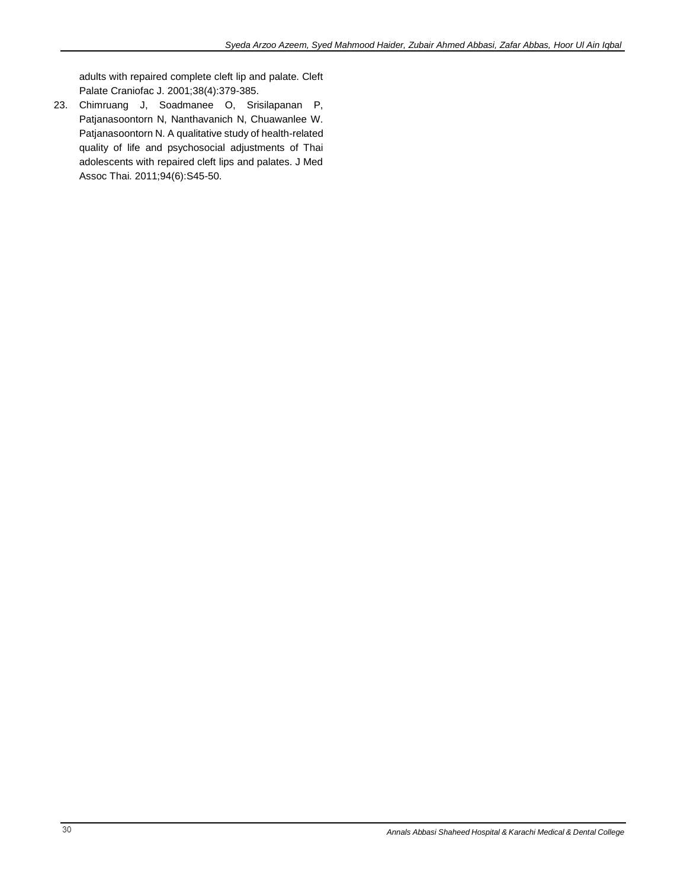adults with repaired complete cleft lip and palate. Cleft Palate Craniofac J. 2001;38(4):379-385.

23. Chimruang J, Soadmanee O, Srisilapanan P, Patjanasoontorn N, Nanthavanich N, Chuawanlee W. Patjanasoontorn N. A qualitative study of health-related quality of life and psychosocial adjustments of Thai adolescents with repaired cleft lips and palates. J Med Assoc Thai. 2011;94(6):S45-50.